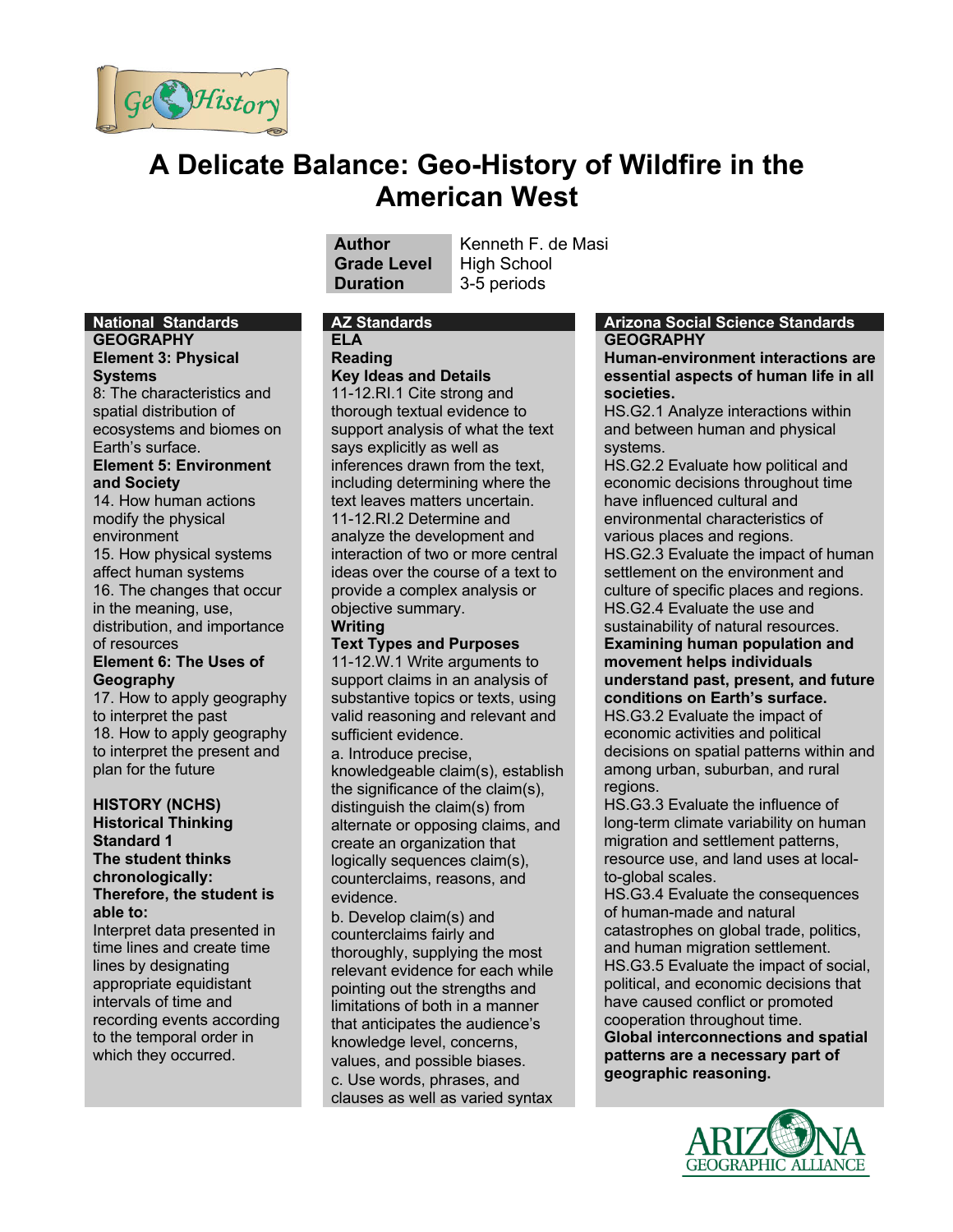# A Delicate Balance: Geo-History of Wildfire in the American West

| | |
|---|---|
| **Author** | Kenneth F. de Masi |
| **Grade Level** | High School |
| **Duration** | 3-5 periods |

## National Standards

**GEOGRAPHY**

**Element 3: Physical Systems**

8: The characteristics and spatial distribution of ecosystems and biomes on Earth's surface.

**Element 5: Environment and Society**

14. How human actions modify the physical environment
15. How physical systems affect human systems
16. The changes that occur in the meaning, use, distribution, and importance of resources

**Element 6: The Uses of Geography**

17. How to apply geography to interpret the past
18. How to apply geography to interpret the present and plan for the future

**HISTORY (NCHS)**

**Historical Thinking Standard 1**

**The student thinks chronologically: Therefore, the student is able to:**

Interpret data presented in time lines and create time lines by designating appropriate equidistant intervals of time and recording events according to the temporal order in which they occurred.

## AZ Standards

**ELA**

**Reading**

**Key Ideas and Details**

11-12.RI.1 Cite strong and thorough textual evidence to support analysis of what the text says explicitly as well as inferences drawn from the text, including determining where the text leaves matters uncertain.

11-12.RI.2 Determine and analyze the development and interaction of two or more central ideas over the course of a text to provide a complex analysis or objective summary.

**Writing**

**Text Types and Purposes**

11-12.W.1 Write arguments to support claims in an analysis of substantive topics or texts, using valid reasoning and relevant and sufficient evidence.

a. Introduce precise, knowledgeable claim(s), establish the significance of the claim(s), distinguish the claim(s) from alternate or opposing claims, and create an organization that logically sequences claim(s), counterclaims, reasons, and evidence.

b. Develop claim(s) and counterclaims fairly and thoroughly, supplying the most relevant evidence for each while pointing out the strengths and limitations of both in a manner that anticipates the audience's knowledge level, concerns, values, and possible biases.

c. Use words, phrases, and clauses as well as varied syntax

## Arizona Social Science Standards

**GEOGRAPHY**

**Human-environment interactions are essential aspects of human life in all societies.**

HS.G2.1 Analyze interactions within and between human and physical systems.

HS.G2.2 Evaluate how political and economic decisions throughout time have influenced cultural and environmental characteristics of various places and regions.

HS.G2.3 Evaluate the impact of human settlement on the environment and culture of specific places and regions.

HS.G2.4 Evaluate the use and sustainability of natural resources.

**Examining human population and movement helps individuals understand past, present, and future conditions on Earth's surface.**

HS.G3.2 Evaluate the impact of economic activities and political decisions on spatial patterns within and among urban, suburban, and rural regions.

HS.G3.3 Evaluate the influence of long-term climate variability on human migration and settlement patterns, resource use, and land uses at local-to-global scales.

HS.G3.4 Evaluate the consequences of human-made and natural catastrophes on global trade, politics, and human migration settlement.

HS.G3.5 Evaluate the impact of social, political, and economic decisions that have caused conflict or promoted cooperation throughout time.

**Global interconnections and spatial patterns are a necessary part of geographic reasoning.**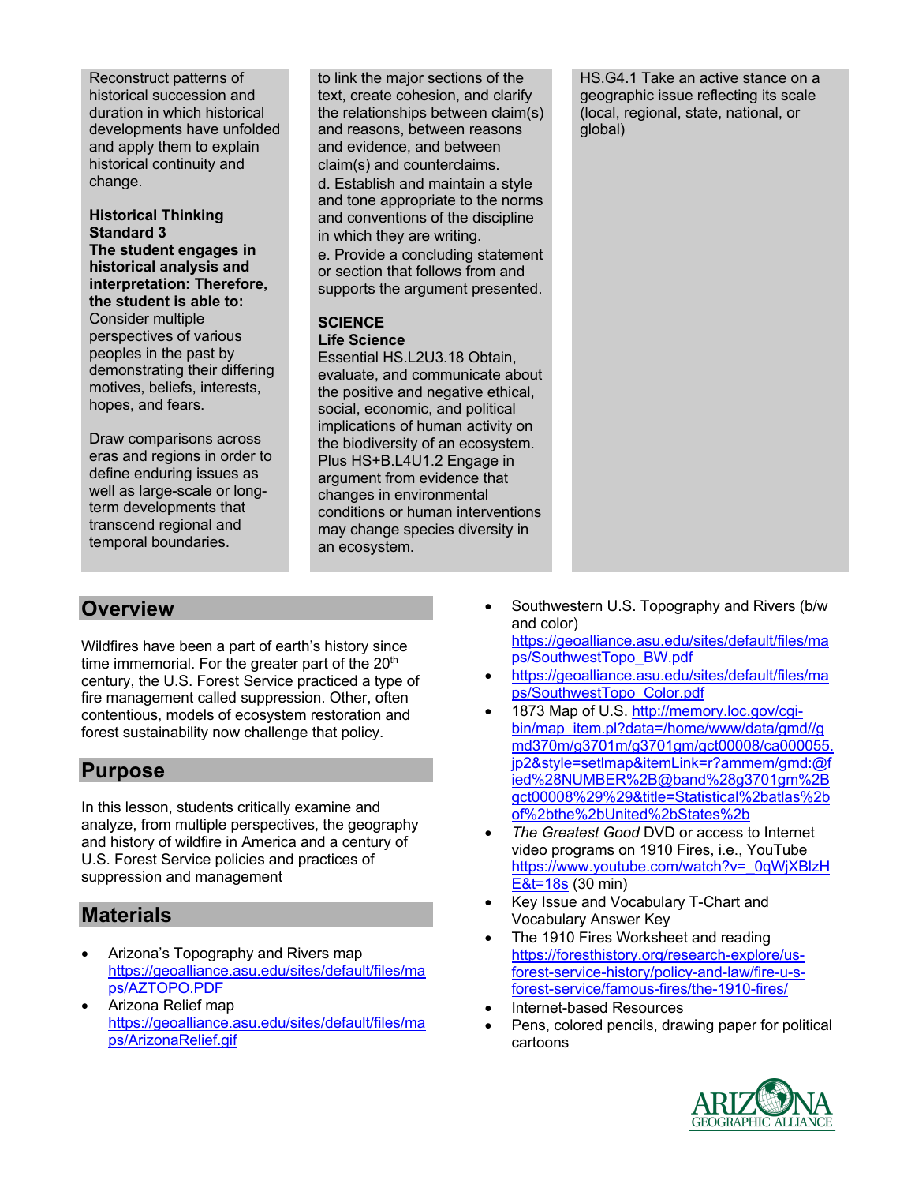Reconstruct patterns of historical succession and duration in which historical developments have unfolded and apply them to explain historical continuity and change.

**Historical Thinking Standard 3**
**The student engages in historical analysis and interpretation: Therefore, the student is able to:**
Consider multiple perspectives of various peoples in the past by demonstrating their differing motives, beliefs, interests, hopes, and fears.

Draw comparisons across eras and regions in order to define enduring issues as well as large-scale or long-term developments that transcend regional and temporal boundaries.

to link the major sections of the text, create cohesion, and clarify the relationships between claim(s) and reasons, between reasons and evidence, and between claim(s) and counterclaims.
d. Establish and maintain a style and tone appropriate to the norms and conventions of the discipline in which they are writing.
e. Provide a concluding statement or section that follows from and supports the argument presented.

**SCIENCE**
**Life Science**
Essential HS.L2U3.18 Obtain, evaluate, and communicate about the positive and negative ethical, social, economic, and political implications of human activity on the biodiversity of an ecosystem.
Plus HS+B.L4U1.2 Engage in argument from evidence that changes in environmental conditions or human interventions may change species diversity in an ecosystem.

HS.G4.1 Take an active stance on a geographic issue reflecting its scale (local, regional, state, national, or global)

## Overview

Wildfires have been a part of earth's history since time immemorial. For the greater part of the 20th century, the U.S. Forest Service practiced a type of fire management called suppression. Other, often contentious, models of ecosystem restoration and forest sustainability now challenge that policy.

## Purpose

In this lesson, students critically examine and analyze, from multiple perspectives, the geography and history of wildfire in America and a century of U.S. Forest Service policies and practices of suppression and management

## Materials

- Arizona's Topography and Rivers map https://geoalliance.asu.edu/sites/default/files/maps/AZTOPO.PDF
- Arizona Relief map https://geoalliance.asu.edu/sites/default/files/maps/ArizonaRelief.gif
- Southwestern U.S. Topography and Rivers (b/w and color) https://geoalliance.asu.edu/sites/default/files/maps/SouthwestTopo_BW.pdf
- https://geoalliance.asu.edu/sites/default/files/maps/SouthwestTopo_Color.pdf
- 1873 Map of U.S. http://memory.loc.gov/cgi-bin/map_item.pl?data=/home/www/data/gmd//gmd370m/g3701m/g3701gm/gct00008/ca000055.jp2&style=setlmap&itemLink=r?ammem/gmd:@field%28NUMBER%2B@band%28g3701gm%2Bgct00008%29%29&title=Statistical%2batlas%2bof%2bthe%2bUnited%2bStates%2b
- *The Greatest Good* DVD or access to Internet video programs on 1910 Fires, i.e., YouTube https://www.youtube.com/watch?v=_0qWjXBlzHE&t=18s (30 min)
- Key Issue and Vocabulary T-Chart and Vocabulary Answer Key
- The 1910 Fires Worksheet and reading https://foresthistory.org/research-explore/us-forest-service-history/policy-and-law/fire-u-s-forest-service/famous-fires/the-1910-fires/
- Internet-based Resources
- Pens, colored pencils, drawing paper for political cartoons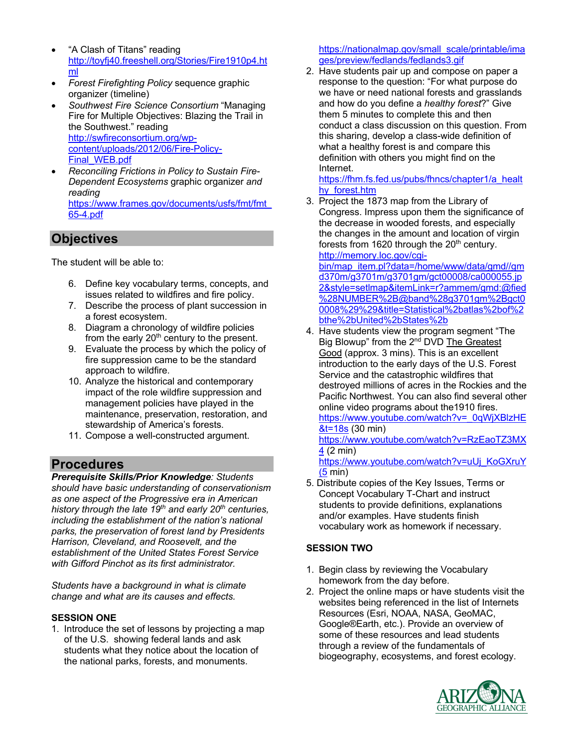- "A Clash of Titans" reading http://toyfj40.freeshell.org/Stories/Fire1910p4.html
- *Forest Firefighting Policy* sequence graphic organizer (timeline)
- *Southwest Fire Science Consortium* "Managing Fire for Multiple Objectives: Blazing the Trail in the Southwest." reading http://swfireconsortium.org/wp-content/uploads/2012/06/Fire-Policy-Final_WEB.pdf
- *Reconciling Frictions in Policy to Sustain Fire-Dependent Ecosystems* graphic organizer *and reading* https://www.frames.gov/documents/usfs/fmt/fmt_65-4.pdf

## Objectives

The student will be able to:

6. Define key vocabulary terms, concepts, and issues related to wildfires and fire policy.
7. Describe the process of plant succession in a forest ecosystem.
8. Diagram a chronology of wildfire policies from the early 20th century to the present.
9. Evaluate the process by which the policy of fire suppression came to be the standard approach to wildfire.
10. Analyze the historical and contemporary impact of the role wildfire suppression and management policies have played in the maintenance, preservation, restoration, and stewardship of America's forests.
11. Compose a well-constructed argument.

## Procedures

***Prerequisite Skills/Prior Knowledge****: Students should have basic understanding of conservationism as one aspect of the Progressive era in American history through the late 19th and early 20th centuries, including the establishment of the nation's national parks, the preservation of forest land by Presidents Harrison, Cleveland, and Roosevelt, and the establishment of the United States Forest Service with Gifford Pinchot as its first administrator.*

*Students have a background in what is climate change and what are its causes and effects.*

**SESSION ONE**

1. Introduce the set of lessons by projecting a map of the U.S. showing federal lands and ask students what they notice about the location of the national parks, forests, and monuments. https://nationalmap.gov/small_scale/printable/images/preview/fedlands/fedlands3.gif
2. Have students pair up and compose on paper a response to the question: "For what purpose do we have or need national forests and grasslands and how do you define a *healthy forest*?" Give them 5 minutes to complete this and then conduct a class discussion on this question. From this sharing, develop a class-wide definition of what a healthy forest is and compare this definition with others you might find on the Internet. https://fhm.fs.fed.us/pubs/fhncs/chapter1/a_healthy_forest.htm
3. Project the 1873 map from the Library of Congress. Impress upon them the significance of the decrease in wooded forests, and especially the changes in the amount and location of virgin forests from 1620 through the 20th century. http://memory.loc.gov/cgi-bin/map_item.pl?data=/home/www/data/gmd//gmd370m/g3701m/g3701gm/gct00008/ca000055.jp2&style=setlmap&itemLink=r?ammem/gmd:@field%28NUMBER%2B@band%28g3701gm%2Bgct00008%29%29&title=Statistical%2batlas%2bof%2bthe%2bUnited%2bStates%2b
4. Have students view the program segment "The Big Blowup" from the 2nd DVD The Greatest Good (approx. 3 mins). This is an excellent introduction to the early days of the U.S. Forest Service and the catastrophic wildfires that destroyed millions of acres in the Rockies and the Pacific Northwest. You can also find several other online video programs about the1910 fires. https://www.youtube.com/watch?v=_0qWjXBlzHE&t=18s (30 min) https://www.youtube.com/watch?v=RzEaoTZ3MX4 (2 min) https://www.youtube.com/watch?v=uUj_KoGXruY (5 min)
5. Distribute copies of the Key Issues, Terms or Concept Vocabulary T-Chart and instruct students to provide definitions, explanations and/or examples. Have students finish vocabulary work as homework if necessary.

**SESSION TWO**

1. Begin class by reviewing the Vocabulary homework from the day before.
2. Project the online maps or have students visit the websites being referenced in the list of Internets Resources (Esri, NOAA, NASA, GeoMAC, Google®Earth, etc.). Provide an overview of some of these resources and lead students through a review of the fundamentals of biogeography, ecosystems, and forest ecology.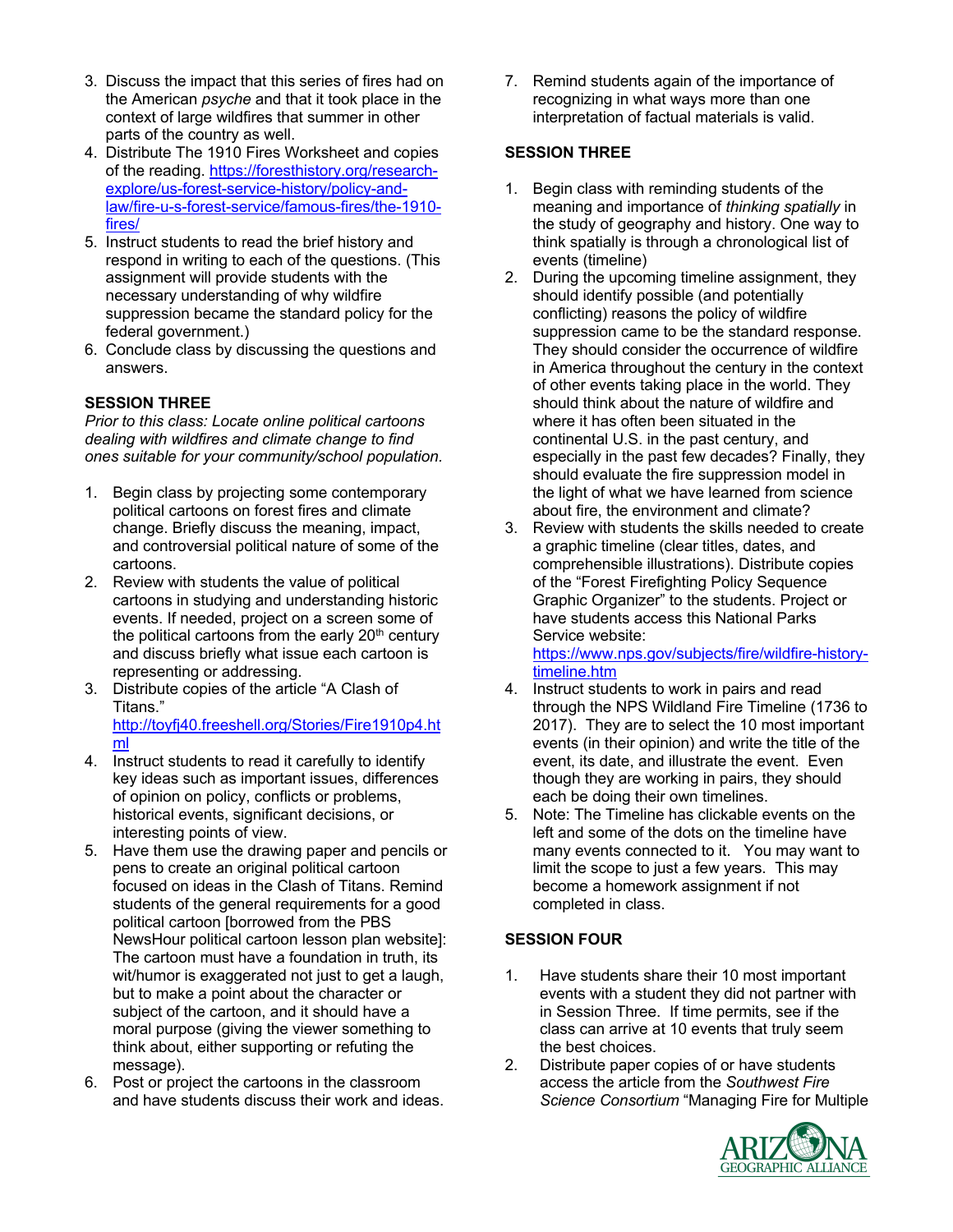3. Discuss the impact that this series of fires had on the American *psyche* and that it took place in the context of large wildfires that summer in other parts of the country as well.
4. Distribute The 1910 Fires Worksheet and copies of the reading. https://foresthistory.org/research-explore/us-forest-service-history/policy-and-law/fire-u-s-forest-service/famous-fires/the-1910-fires/
5. Instruct students to read the brief history and respond in writing to each of the questions. (This assignment will provide students with the necessary understanding of why wildfire suppression became the standard policy for the federal government.)
6. Conclude class by discussing the questions and answers.

**SESSION THREE**

*Prior to this class: Locate online political cartoons dealing with wildfires and climate change to find ones suitable for your community/school population.*

1. Begin class by projecting some contemporary political cartoons on forest fires and climate change. Briefly discuss the meaning, impact, and controversial political nature of some of the cartoons.
2. Review with students the value of political cartoons in studying and understanding historic events. If needed, project on a screen some of the political cartoons from the early 20th century and discuss briefly what issue each cartoon is representing or addressing.
3. Distribute copies of the article "A Clash of Titans." http://toyfj40.freeshell.org/Stories/Fire1910p4.html
4. Instruct students to read it carefully to identify key ideas such as important issues, differences of opinion on policy, conflicts or problems, historical events, significant decisions, or interesting points of view.
5. Have them use the drawing paper and pencils or pens to create an original political cartoon focused on ideas in the Clash of Titans. Remind students of the general requirements for a good political cartoon [borrowed from the PBS NewsHour political cartoon lesson plan website]: The cartoon must have a foundation in truth, its wit/humor is exaggerated not just to get a laugh, but to make a point about the character or subject of the cartoon, and it should have a moral purpose (giving the viewer something to think about, either supporting or refuting the message).
6. Post or project the cartoons in the classroom and have students discuss their work and ideas.
7. Remind students again of the importance of recognizing in what ways more than one interpretation of factual materials is valid.

**SESSION THREE**

1. Begin class with reminding students of the meaning and importance of *thinking spatially* in the study of geography and history. One way to think spatially is through a chronological list of events (timeline)
2. During the upcoming timeline assignment, they should identify possible (and potentially conflicting) reasons the policy of wildfire suppression came to be the standard response. They should consider the occurrence of wildfire in America throughout the century in the context of other events taking place in the world. They should think about the nature of wildfire and where it has often been situated in the continental U.S. in the past century, and especially in the past few decades? Finally, they should evaluate the fire suppression model in the light of what we have learned from science about fire, the environment and climate?
3. Review with students the skills needed to create a graphic timeline (clear titles, dates, and comprehensible illustrations). Distribute copies of the "Forest Firefighting Policy Sequence Graphic Organizer" to the students. Project or have students access this National Parks Service website: https://www.nps.gov/subjects/fire/wildfire-history-timeline.htm
4. Instruct students to work in pairs and read through the NPS Wildland Fire Timeline (1736 to 2017). They are to select the 10 most important events (in their opinion) and write the title of the event, its date, and illustrate the event. Even though they are working in pairs, they should each be doing their own timelines.
5. Note: The Timeline has clickable events on the left and some of the dots on the timeline have many events connected to it. You may want to limit the scope to just a few years. This may become a homework assignment if not completed in class.

**SESSION FOUR**

1. Have students share their 10 most important events with a student they did not partner with in Session Three. If time permits, see if the class can arrive at 10 events that truly seem the best choices.
2. Distribute paper copies of or have students access the article from the *Southwest Fire Science Consortium* "Managing Fire for Multiple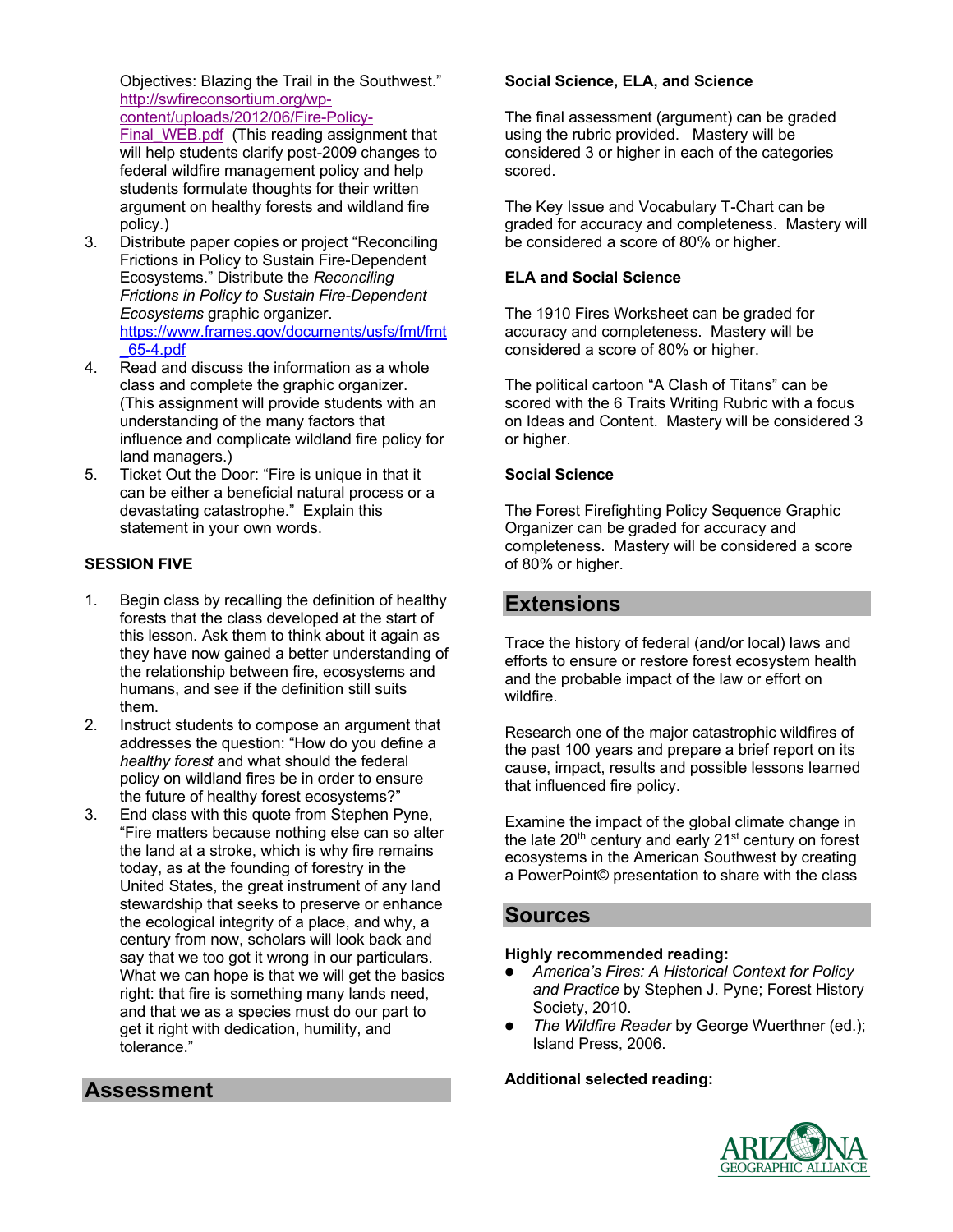Objectives: Blazing the Trail in the Southwest." http://swfireconsortium.org/wp-content/uploads/2012/06/Fire-Policy-Final_WEB.pdf (This reading assignment that will help students clarify post-2009 changes to federal wildfire management policy and help students formulate thoughts for their written argument on healthy forests and wildland fire policy.)

3. Distribute paper copies or project "Reconciling Frictions in Policy to Sustain Fire-Dependent Ecosystems." Distribute the *Reconciling Frictions in Policy to Sustain Fire-Dependent Ecosystems* graphic organizer. https://www.frames.gov/documents/usfs/fmt/fmt_65-4.pdf
4. Read and discuss the information as a whole class and complete the graphic organizer. (This assignment will provide students with an understanding of the many factors that influence and complicate wildland fire policy for land managers.)
5. Ticket Out the Door: "Fire is unique in that it can be either a beneficial natural process or a devastating catastrophe." Explain this statement in your own words.

**SESSION FIVE**

1. Begin class by recalling the definition of healthy forests that the class developed at the start of this lesson. Ask them to think about it again as they have now gained a better understanding of the relationship between fire, ecosystems and humans, and see if the definition still suits them.
2. Instruct students to compose an argument that addresses the question: "How do you define a *healthy forest* and what should the federal policy on wildland fires be in order to ensure the future of healthy forest ecosystems?"
3. End class with this quote from Stephen Pyne, "Fire matters because nothing else can so alter the land at a stroke, which is why fire remains today, as at the founding of forestry in the United States, the great instrument of any land stewardship that seeks to preserve or enhance the ecological integrity of a place, and why, a century from now, scholars will look back and say that we too got it wrong in our particulars. What we can hope is that we will get the basics right: that fire is something many lands need, and that we as a species must do our part to get it right with dedication, humility, and tolerance."

## Assessment

**Social Science, ELA, and Science**

The final assessment (argument) can be graded using the rubric provided. Mastery will be considered 3 or higher in each of the categories scored.

The Key Issue and Vocabulary T-Chart can be graded for accuracy and completeness. Mastery will be considered a score of 80% or higher.

**ELA and Social Science**

The 1910 Fires Worksheet can be graded for accuracy and completeness. Mastery will be considered a score of 80% or higher.

The political cartoon "A Clash of Titans" can be scored with the 6 Traits Writing Rubric with a focus on Ideas and Content. Mastery will be considered 3 or higher.

**Social Science**

The Forest Firefighting Policy Sequence Graphic Organizer can be graded for accuracy and completeness. Mastery will be considered a score of 80% or higher.

## Extensions

Trace the history of federal (and/or local) laws and efforts to ensure or restore forest ecosystem health and the probable impact of the law or effort on wildfire.

Research one of the major catastrophic wildfires of the past 100 years and prepare a brief report on its cause, impact, results and possible lessons learned that influenced fire policy.

Examine the impact of the global climate change in the late 20th century and early 21st century on forest ecosystems in the American Southwest by creating a PowerPoint© presentation to share with the class

## Sources

**Highly recommended reading:**

- *America's Fires: A Historical Context for Policy and Practice* by Stephen J. Pyne; Forest History Society, 2010.
- *The Wildfire Reader* by George Wuerthner (ed.); Island Press, 2006.

**Additional selected reading:**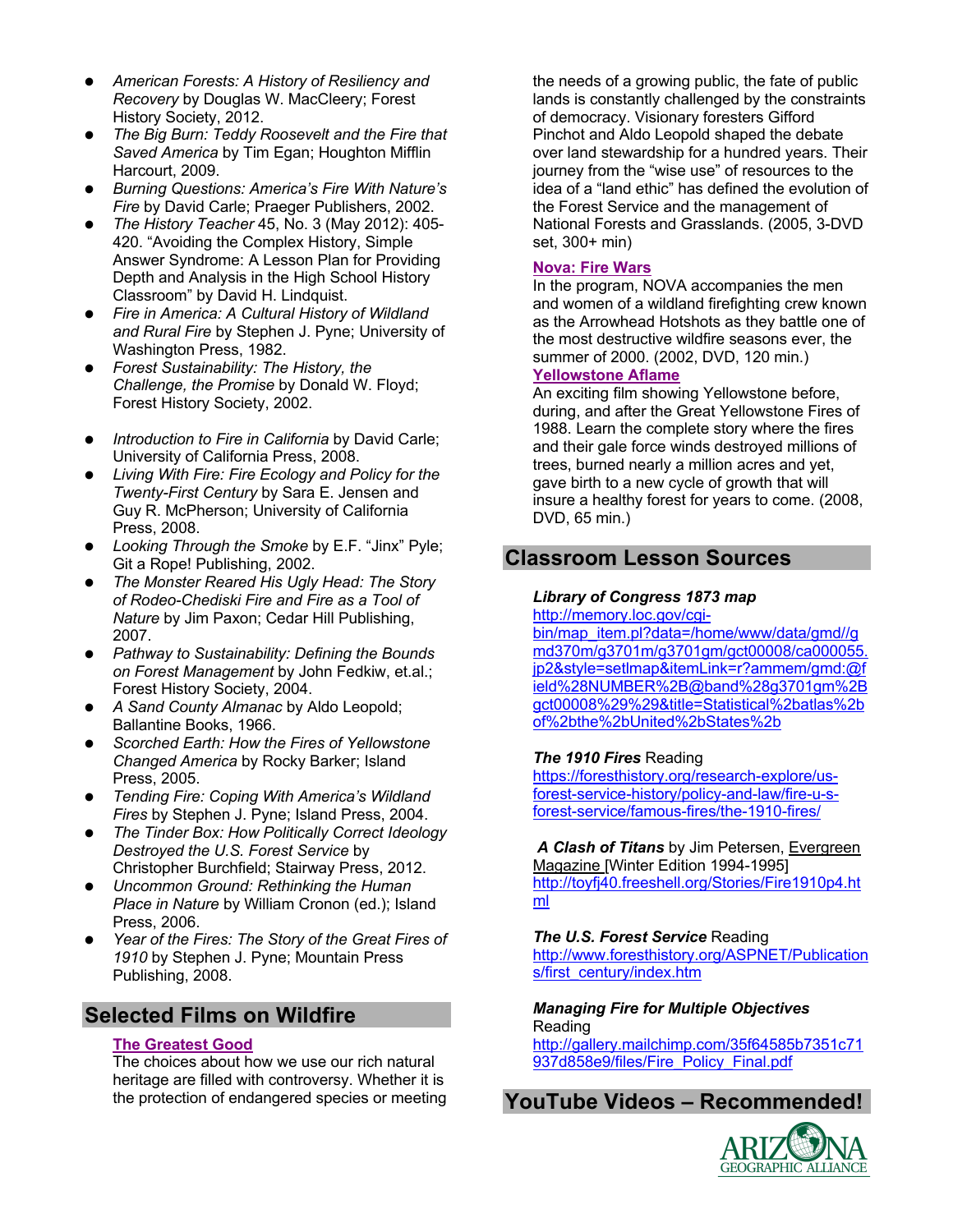- *American Forests: A History of Resiliency and Recovery* by Douglas W. MacCleery; Forest History Society, 2012.
- *The Big Burn: Teddy Roosevelt and the Fire that Saved America* by Tim Egan; Houghton Mifflin Harcourt, 2009.
- *Burning Questions: America's Fire With Nature's Fire* by David Carle; Praeger Publishers, 2002.
- *The History Teacher* 45, No. 3 (May 2012): 405-420. "Avoiding the Complex History, Simple Answer Syndrome: A Lesson Plan for Providing Depth and Analysis in the High School History Classroom" by David H. Lindquist.
- *Fire in America: A Cultural History of Wildland and Rural Fire* by Stephen J. Pyne; University of Washington Press, 1982.
- *Forest Sustainability: The History, the Challenge, the Promise* by Donald W. Floyd; Forest History Society, 2002.
- *Introduction to Fire in California* by David Carle; University of California Press, 2008.
- *Living With Fire: Fire Ecology and Policy for the Twenty-First Century* by Sara E. Jensen and Guy R. McPherson; University of California Press, 2008.
- *Looking Through the Smoke* by E.F. "Jinx" Pyle; Git a Rope! Publishing, 2002.
- *The Monster Reared His Ugly Head: The Story of Rodeo-Chediski Fire and Fire as a Tool of Nature* by Jim Paxon; Cedar Hill Publishing, 2007.
- *Pathway to Sustainability: Defining the Bounds on Forest Management* by John Fedkiw, et.al.; Forest History Society, 2004.
- *A Sand County Almanac* by Aldo Leopold; Ballantine Books, 1966.
- *Scorched Earth: How the Fires of Yellowstone Changed America* by Rocky Barker; Island Press, 2005.
- *Tending Fire: Coping With America's Wildland Fires* by Stephen J. Pyne; Island Press, 2004.
- *The Tinder Box: How Politically Correct Ideology Destroyed the U.S. Forest Service* by Christopher Burchfield; Stairway Press, 2012.
- *Uncommon Ground: Rethinking the Human Place in Nature* by William Cronon (ed.); Island Press, 2006.
- *Year of the Fires: The Story of the Great Fires of 1910* by Stephen J. Pyne; Mountain Press Publishing, 2008.

## Selected Films on Wildfire

**The Greatest Good**
The choices about how we use our rich natural heritage are filled with controversy. Whether it is the protection of endangered species or meeting the needs of a growing public, the fate of public lands is constantly challenged by the constraints of democracy. Visionary foresters Gifford Pinchot and Aldo Leopold shaped the debate over land stewardship for a hundred years. Their journey from the "wise use" of resources to the idea of a "land ethic" has defined the evolution of the Forest Service and the management of National Forests and Grasslands. (2005, 3-DVD set, 300+ min)

**Nova: Fire Wars**
In the program, NOVA accompanies the men and women of a wildland firefighting crew known as the Arrowhead Hotshots as they battle one of the most destructive wildfire seasons ever, the summer of 2000. (2002, DVD, 120 min.)

**Yellowstone Aflame**
An exciting film showing Yellowstone before, during, and after the Great Yellowstone Fires of 1988. Learn the complete story where the fires and their gale force winds destroyed millions of trees, burned nearly a million acres and yet, gave birth to a new cycle of growth that will insure a healthy forest for years to come. (2008, DVD, 65 min.)

## Classroom Lesson Sources

***Library of Congress 1873 map***
http://memory.loc.gov/cgi-bin/map_item.pl?data=/home/www/data/gmd//gmd370m/g3701m/g3701gm/gct00008/ca000055.jp2&style=setlmap&itemLink=r?ammem/gmd:@field%28NUMBER%2B@band%28g3701gm%2Bgct00008%29%29&title=Statistical%2batlas%2bof%2bthe%2bUnited%2bStates%2b

***The 1910 Fires*** Reading
https://foresthistory.org/research-explore/us-forest-service-history/policy-and-law/fire-u-s-forest-service/famous-fires/the-1910-fires/

***A Clash of Titans*** by Jim Petersen, Evergreen Magazine [Winter Edition 1994-1995]
http://toyfj40.freeshell.org/Stories/Fire1910p4.html

***The U.S. Forest Service*** Reading
http://www.foresthistory.org/ASPNET/Publications/first_century/index.htm

***Managing Fire for Multiple Objectives*** Reading
http://gallery.mailchimp.com/35f64585b7351c71937d858e9/files/Fire_Policy_Final.pdf

## YouTube Videos – Recommended!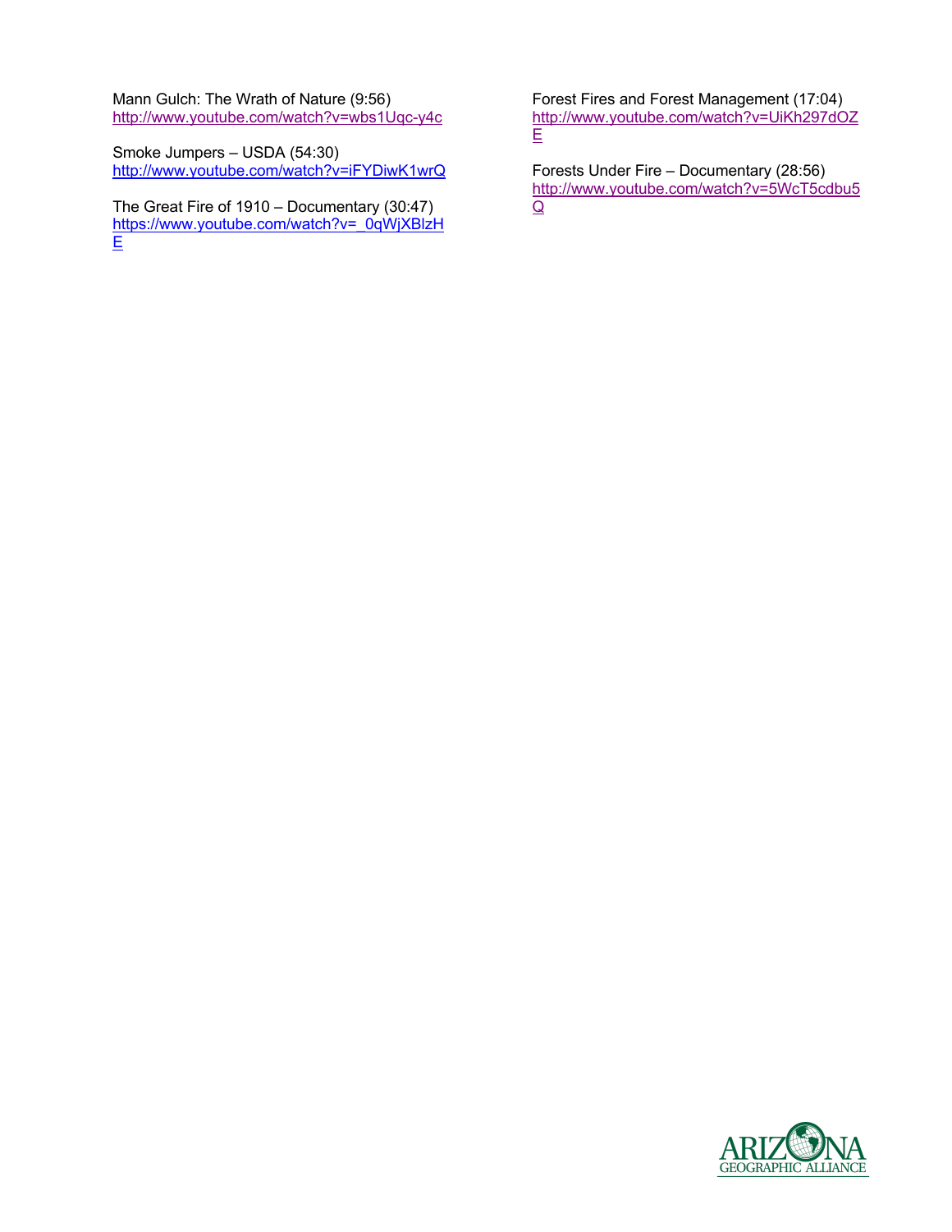Mann Gulch: The Wrath of Nature (9:56)
http://www.youtube.com/watch?v=wbs1Uqc-y4c

Smoke Jumpers – USDA (54:30)
http://www.youtube.com/watch?v=iFYDiwK1wrQ

The Great Fire of 1910 – Documentary (30:47)
https://www.youtube.com/watch?v=_0qWjXBlzHE

Forest Fires and Forest Management (17:04)
http://www.youtube.com/watch?v=UiKh297dOZE

Forests Under Fire – Documentary (28:56)
http://www.youtube.com/watch?v=5WcT5cdbu5Q